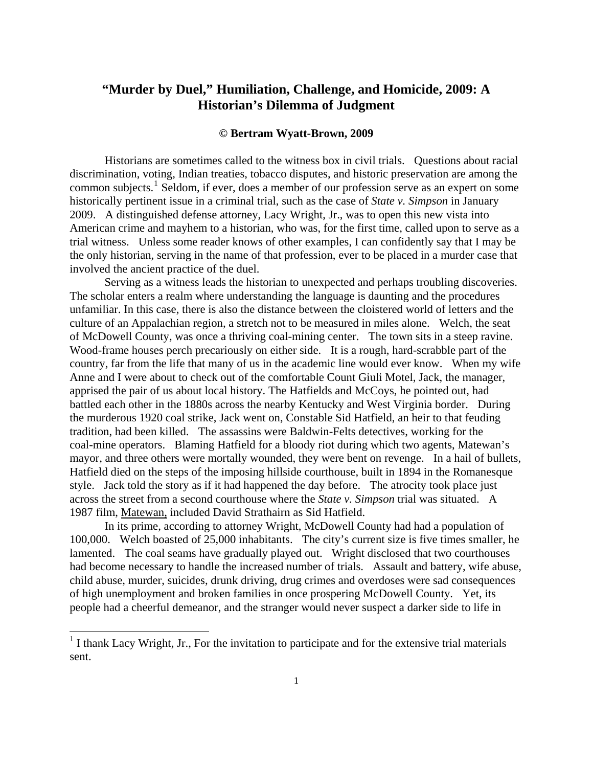# "Murder by Duel," Humiliation, Challenge, and Homicide, 2009: A Historian's Dilemma of Judgment

**© Bertram Wyatt-Brown, 2009**

Historians are sometimes called to the witness box in civil trials. Questions about racial discrimination, voting, Indian treaties, tobacco disputes, and historic preservation are among the common subjects.[1] Seldom, if ever, does a member of our profession serve as an expert on some historically pertinent issue in a criminal trial, such as the case of *State v. Simpson* in January 2009. A distinguished defense attorney, Lacy Wright, Jr., was to open this new vista into American crime and mayhem to a historian, who was, for the first time, called upon to serve as a trial witness. Unless some reader knows of other examples, I can confidently say that I may be the only historian, serving in the name of that profession, ever to be placed in a murder case that involved the ancient practice of the duel.

Serving as a witness leads the historian to unexpected and perhaps troubling discoveries. The scholar enters a realm where understanding the language is daunting and the procedures unfamiliar. In this case, there is also the distance between the cloistered world of letters and the culture of an Appalachian region, a stretch not to be measured in miles alone. Welch, the seat of McDowell County, was once a thriving coal-mining center. The town sits in a steep ravine. Wood-frame houses perch precariously on either side. It is a rough, hard-scrabble part of the country, far from the life that many of us in the academic line would ever know. When my wife Anne and I were about to check out of the comfortable Count Giuli Motel, Jack, the manager, apprised the pair of us about local history. The Hatfields and McCoys, he pointed out, had battled each other in the 1880s across the nearby Kentucky and West Virginia border. During the murderous 1920 coal strike, Jack went on, Constable Sid Hatfield, an heir to that feuding tradition, had been killed. The assassins were Baldwin-Felts detectives, working for the coal-mine operators. Blaming Hatfield for a bloody riot during which two agents, Matewan's mayor, and three others were mortally wounded, they were bent on revenge. In a hail of bullets, Hatfield died on the steps of the imposing hillside courthouse, built in 1894 in the Romanesque style. Jack told the story as if it had happened the day before. The atrocity took place just across the street from a second courthouse where the *State v. Simpson* trial was situated. A 1987 film, Matewan, included David Strathairn as Sid Hatfield.

In its prime, according to attorney Wright, McDowell County had had a population of 100,000. Welch boasted of 25,000 inhabitants. The city's current size is five times smaller, he lamented. The coal seams have gradually played out. Wright disclosed that two courthouses had become necessary to handle the increased number of trials. Assault and battery, wife abuse, child abuse, murder, suicides, drunk driving, drug crimes and overdoses were sad consequences of high unemployment and broken families in once prospering McDowell County. Yet, its people had a cheerful demeanor, and the stranger would never suspect a darker side to life in

[1] I thank Lacy Wright, Jr., For the invitation to participate and for the extensive trial materials sent.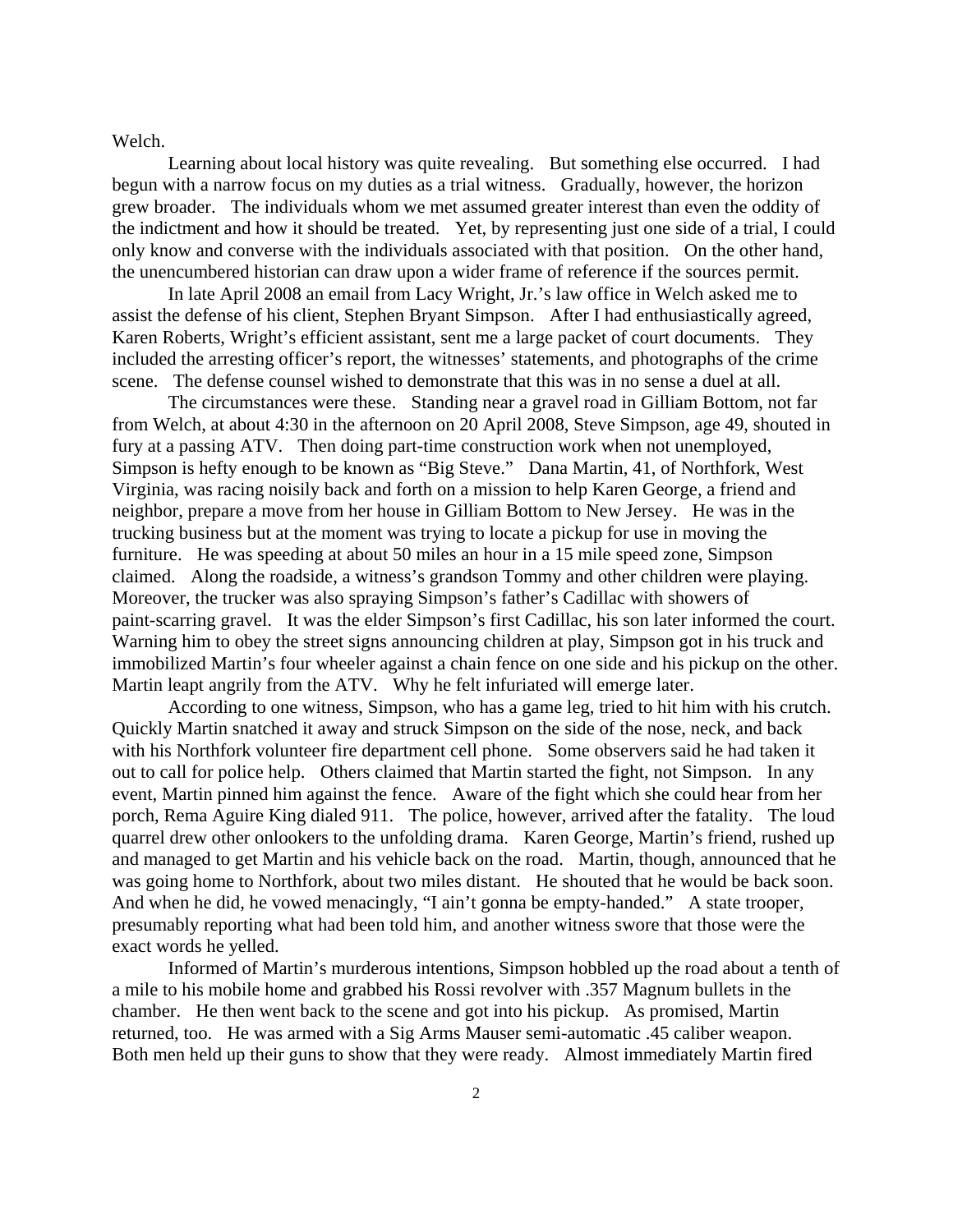Welch.

Learning about local history was quite revealing. But something else occurred. I had begun with a narrow focus on my duties as a trial witness. Gradually, however, the horizon grew broader. The individuals whom we met assumed greater interest than even the oddity of the indictment and how it should be treated. Yet, by representing just one side of a trial, I could only know and converse with the individuals associated with that position. On the other hand, the unencumbered historian can draw upon a wider frame of reference if the sources permit.

In late April 2008 an email from Lacy Wright, Jr.'s law office in Welch asked me to assist the defense of his client, Stephen Bryant Simpson. After I had enthusiastically agreed, Karen Roberts, Wright's efficient assistant, sent me a large packet of court documents. They included the arresting officer's report, the witnesses' statements, and photographs of the crime scene. The defense counsel wished to demonstrate that this was in no sense a duel at all.

The circumstances were these. Standing near a gravel road in Gilliam Bottom, not far from Welch, at about 4:30 in the afternoon on 20 April 2008, Steve Simpson, age 49, shouted in fury at a passing ATV. Then doing part-time construction work when not unemployed, Simpson is hefty enough to be known as "Big Steve." Dana Martin, 41, of Northfork, West Virginia, was racing noisily back and forth on a mission to help Karen George, a friend and neighbor, prepare a move from her house in Gilliam Bottom to New Jersey. He was in the trucking business but at the moment was trying to locate a pickup for use in moving the furniture. He was speeding at about 50 miles an hour in a 15 mile speed zone, Simpson claimed. Along the roadside, a witness's grandson Tommy and other children were playing. Moreover, the trucker was also spraying Simpson's father's Cadillac with showers of paint-scarring gravel. It was the elder Simpson's first Cadillac, his son later informed the court. Warning him to obey the street signs announcing children at play, Simpson got in his truck and immobilized Martin's four wheeler against a chain fence on one side and his pickup on the other. Martin leapt angrily from the ATV. Why he felt infuriated will emerge later.

According to one witness, Simpson, who has a game leg, tried to hit him with his crutch. Quickly Martin snatched it away and struck Simpson on the side of the nose, neck, and back with his Northfork volunteer fire department cell phone. Some observers said he had taken it out to call for police help. Others claimed that Martin started the fight, not Simpson. In any event, Martin pinned him against the fence. Aware of the fight which she could hear from her porch, Rema Aguire King dialed 911. The police, however, arrived after the fatality. The loud quarrel drew other onlookers to the unfolding drama. Karen George, Martin's friend, rushed up and managed to get Martin and his vehicle back on the road. Martin, though, announced that he was going home to Northfork, about two miles distant. He shouted that he would be back soon. And when he did, he vowed menacingly, "I ain't gonna be empty-handed." A state trooper, presumably reporting what had been told him, and another witness swore that those were the exact words he yelled.

Informed of Martin's murderous intentions, Simpson hobbled up the road about a tenth of a mile to his mobile home and grabbed his Rossi revolver with .357 Magnum bullets in the chamber. He then went back to the scene and got into his pickup. As promised, Martin returned, too. He was armed with a Sig Arms Mauser semi-automatic .45 caliber weapon. Both men held up their guns to show that they were ready. Almost immediately Martin fired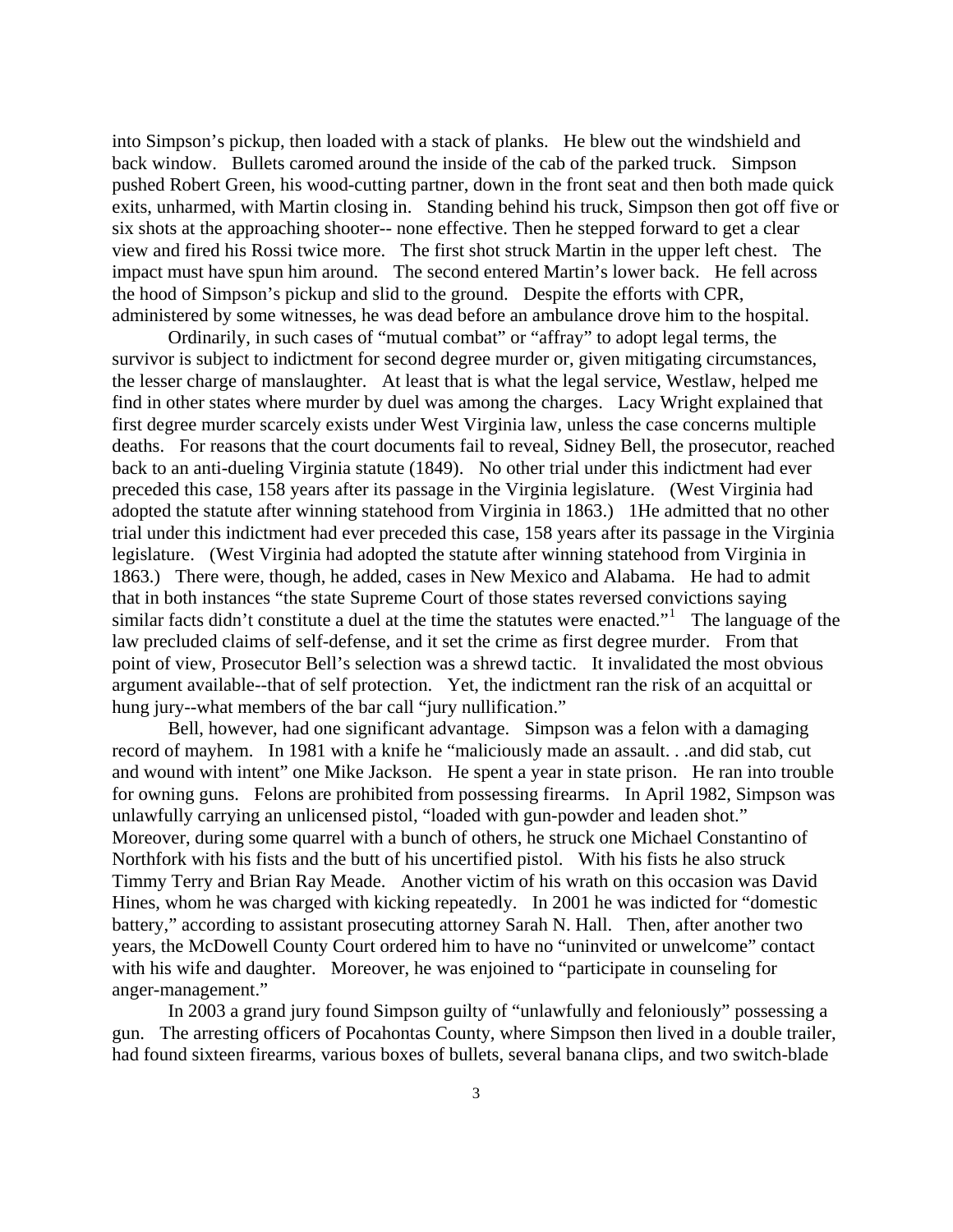into Simpson's pickup, then loaded with a stack of planks. He blew out the windshield and back window. Bullets caromed around the inside of the cab of the parked truck. Simpson pushed Robert Green, his wood-cutting partner, down in the front seat and then both made quick exits, unharmed, with Martin closing in. Standing behind his truck, Simpson then got off five or six shots at the approaching shooter-- none effective. Then he stepped forward to get a clear view and fired his Rossi twice more. The first shot struck Martin in the upper left chest. The impact must have spun him around. The second entered Martin's lower back. He fell across the hood of Simpson's pickup and slid to the ground. Despite the efforts with CPR, administered by some witnesses, he was dead before an ambulance drove him to the hospital.

Ordinarily, in such cases of "mutual combat" or "affray" to adopt legal terms, the survivor is subject to indictment for second degree murder or, given mitigating circumstances, the lesser charge of manslaughter. At least that is what the legal service, Westlaw, helped me find in other states where murder by duel was among the charges. Lacy Wright explained that first degree murder scarcely exists under West Virginia law, unless the case concerns multiple deaths. For reasons that the court documents fail to reveal, Sidney Bell, the prosecutor, reached back to an anti-dueling Virginia statute (1849). No other trial under this indictment had ever preceded this case, 158 years after its passage in the Virginia legislature. (West Virginia had adopted the statute after winning statehood from Virginia in 1863.) 1He admitted that no other trial under this indictment had ever preceded this case, 158 years after its passage in the Virginia legislature. (West Virginia had adopted the statute after winning statehood from Virginia in 1863.) There were, though, he added, cases in New Mexico and Alabama. He had to admit that in both instances "the state Supreme Court of those states reversed convictions saying similar facts didn't constitute a duel at the time the statutes were enacted."[1] The language of the law precluded claims of self-defense, and it set the crime as first degree murder. From that point of view, Prosecutor Bell's selection was a shrewd tactic. It invalidated the most obvious argument available--that of self protection. Yet, the indictment ran the risk of an acquittal or hung jury--what members of the bar call "jury nullification."

Bell, however, had one significant advantage. Simpson was a felon with a damaging record of mayhem. In 1981 with a knife he "maliciously made an assault. . .and did stab, cut and wound with intent" one Mike Jackson. He spent a year in state prison. He ran into trouble for owning guns. Felons are prohibited from possessing firearms. In April 1982, Simpson was unlawfully carrying an unlicensed pistol, "loaded with gun-powder and leaden shot." Moreover, during some quarrel with a bunch of others, he struck one Michael Constantino of Northfork with his fists and the butt of his uncertified pistol. With his fists he also struck Timmy Terry and Brian Ray Meade. Another victim of his wrath on this occasion was David Hines, whom he was charged with kicking repeatedly. In 2001 he was indicted for "domestic battery," according to assistant prosecuting attorney Sarah N. Hall. Then, after another two years, the McDowell County Court ordered him to have no "uninvited or unwelcome" contact with his wife and daughter. Moreover, he was enjoined to "participate in counseling for anger-management."

In 2003 a grand jury found Simpson guilty of "unlawfully and feloniously" possessing a gun. The arresting officers of Pocahontas County, where Simpson then lived in a double trailer, had found sixteen firearms, various boxes of bullets, several banana clips, and two switch-blade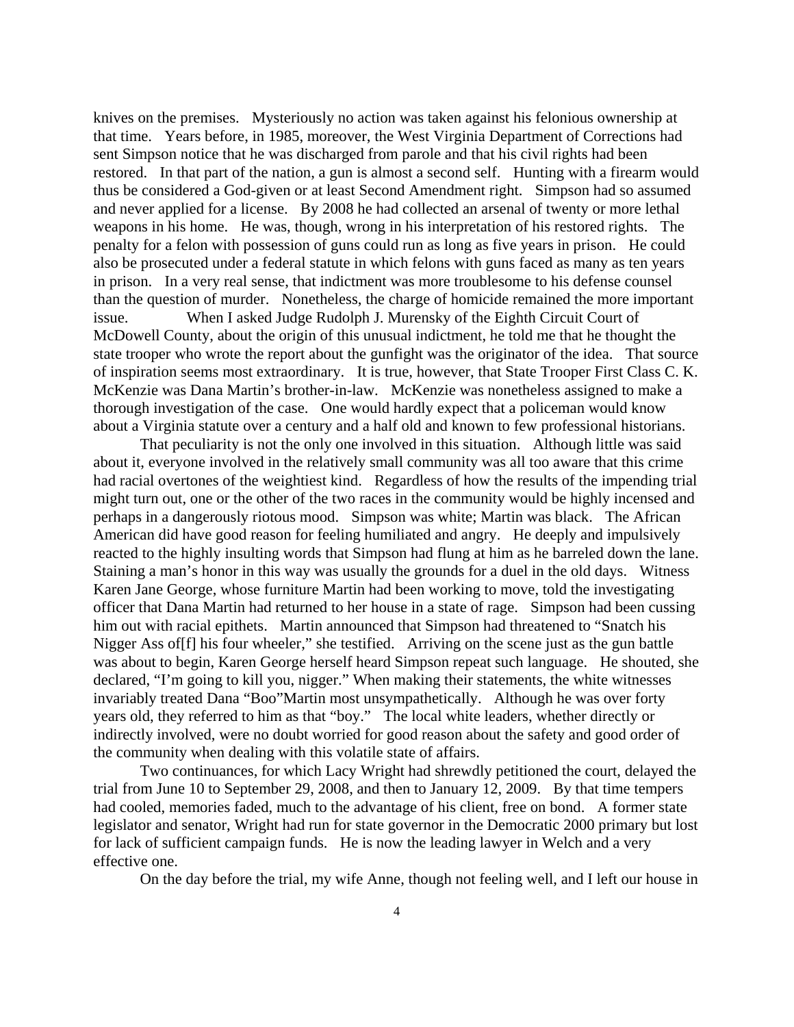knives on the premises. Mysteriously no action was taken against his felonious ownership at that time. Years before, in 1985, moreover, the West Virginia Department of Corrections had sent Simpson notice that he was discharged from parole and that his civil rights had been restored. In that part of the nation, a gun is almost a second self. Hunting with a firearm would thus be considered a God-given or at least Second Amendment right. Simpson had so assumed and never applied for a license. By 2008 he had collected an arsenal of twenty or more lethal weapons in his home. He was, though, wrong in his interpretation of his restored rights. The penalty for a felon with possession of guns could run as long as five years in prison. He could also be prosecuted under a federal statute in which felons with guns faced as many as ten years in prison. In a very real sense, that indictment was more troublesome to his defense counsel than the question of murder. Nonetheless, the charge of homicide remained the more important issue. When I asked Judge Rudolph J. Murensky of the Eighth Circuit Court of McDowell County, about the origin of this unusual indictment, he told me that he thought the state trooper who wrote the report about the gunfight was the originator of the idea. That source of inspiration seems most extraordinary. It is true, however, that State Trooper First Class C. K. McKenzie was Dana Martin's brother-in-law. McKenzie was nonetheless assigned to make a thorough investigation of the case. One would hardly expect that a policeman would know about a Virginia statute over a century and a half old and known to few professional historians.

That peculiarity is not the only one involved in this situation. Although little was said about it, everyone involved in the relatively small community was all too aware that this crime had racial overtones of the weightiest kind. Regardless of how the results of the impending trial might turn out, one or the other of the two races in the community would be highly incensed and perhaps in a dangerously riotous mood. Simpson was white; Martin was black. The African American did have good reason for feeling humiliated and angry. He deeply and impulsively reacted to the highly insulting words that Simpson had flung at him as he barreled down the lane. Staining a man's honor in this way was usually the grounds for a duel in the old days. Witness Karen Jane George, whose furniture Martin had been working to move, told the investigating officer that Dana Martin had returned to her house in a state of rage. Simpson had been cussing him out with racial epithets. Martin announced that Simpson had threatened to "Snatch his Nigger Ass of[f] his four wheeler," she testified. Arriving on the scene just as the gun battle was about to begin, Karen George herself heard Simpson repeat such language. He shouted, she declared, "I'm going to kill you, nigger." When making their statements, the white witnesses invariably treated Dana "Boo"Martin most unsympathetically. Although he was over forty years old, they referred to him as that "boy." The local white leaders, whether directly or indirectly involved, were no doubt worried for good reason about the safety and good order of the community when dealing with this volatile state of affairs.

Two continuances, for which Lacy Wright had shrewdly petitioned the court, delayed the trial from June 10 to September 29, 2008, and then to January 12, 2009. By that time tempers had cooled, memories faded, much to the advantage of his client, free on bond. A former state legislator and senator, Wright had run for state governor in the Democratic 2000 primary but lost for lack of sufficient campaign funds. He is now the leading lawyer in Welch and a very effective one.

On the day before the trial, my wife Anne, though not feeling well, and I left our house in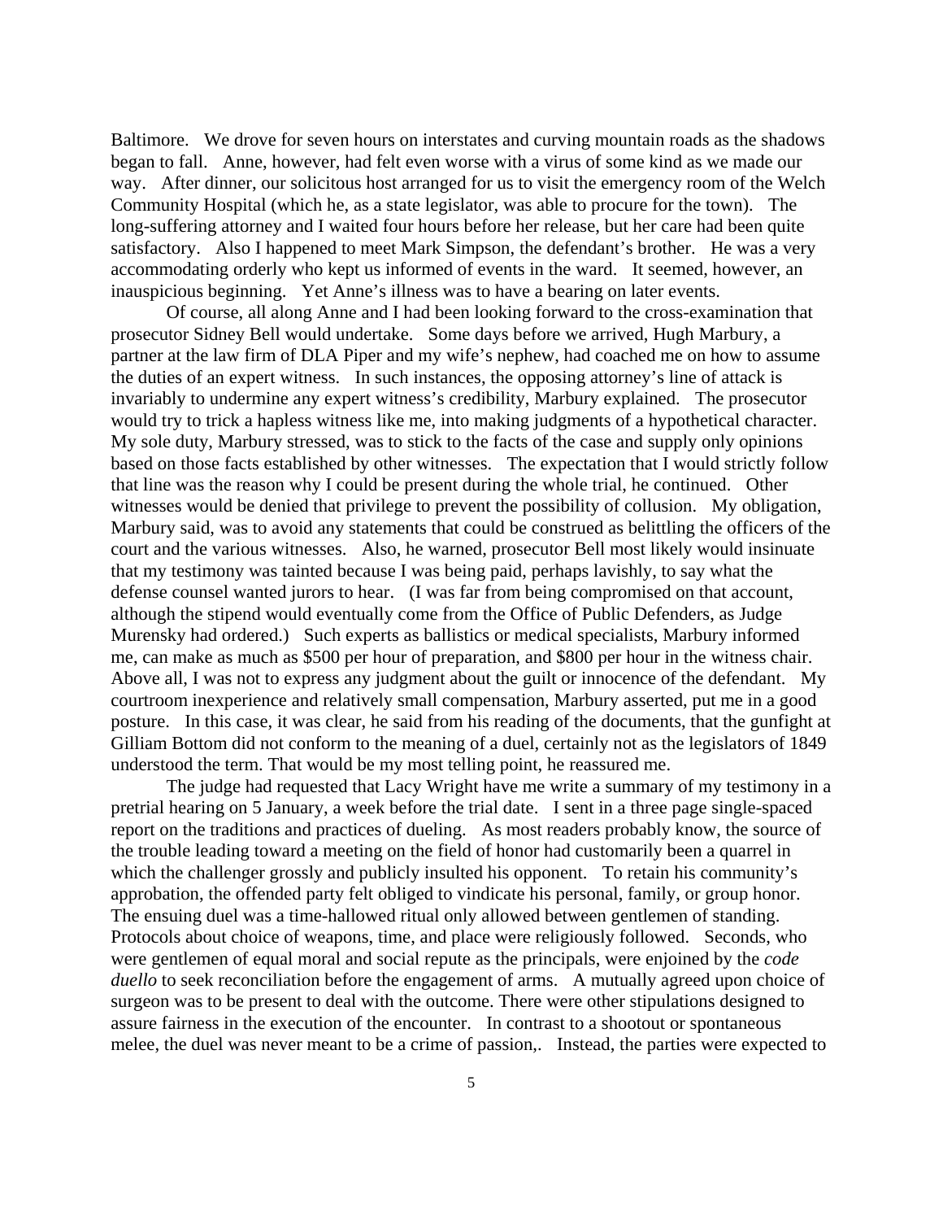Baltimore. We drove for seven hours on interstates and curving mountain roads as the shadows began to fall. Anne, however, had felt even worse with a virus of some kind as we made our way. After dinner, our solicitous host arranged for us to visit the emergency room of the Welch Community Hospital (which he, as a state legislator, was able to procure for the town). The long-suffering attorney and I waited four hours before her release, but her care had been quite satisfactory. Also I happened to meet Mark Simpson, the defendant's brother. He was a very accommodating orderly who kept us informed of events in the ward. It seemed, however, an inauspicious beginning. Yet Anne's illness was to have a bearing on later events.

Of course, all along Anne and I had been looking forward to the cross-examination that prosecutor Sidney Bell would undertake. Some days before we arrived, Hugh Marbury, a partner at the law firm of DLA Piper and my wife's nephew, had coached me on how to assume the duties of an expert witness. In such instances, the opposing attorney's line of attack is invariably to undermine any expert witness's credibility, Marbury explained. The prosecutor would try to trick a hapless witness like me, into making judgments of a hypothetical character. My sole duty, Marbury stressed, was to stick to the facts of the case and supply only opinions based on those facts established by other witnesses. The expectation that I would strictly follow that line was the reason why I could be present during the whole trial, he continued. Other witnesses would be denied that privilege to prevent the possibility of collusion. My obligation, Marbury said, was to avoid any statements that could be construed as belittling the officers of the court and the various witnesses. Also, he warned, prosecutor Bell most likely would insinuate that my testimony was tainted because I was being paid, perhaps lavishly, to say what the defense counsel wanted jurors to hear. (I was far from being compromised on that account, although the stipend would eventually come from the Office of Public Defenders, as Judge Murensky had ordered.) Such experts as ballistics or medical specialists, Marbury informed me, can make as much as $500 per hour of preparation, and $800 per hour in the witness chair. Above all, I was not to express any judgment about the guilt or innocence of the defendant. My courtroom inexperience and relatively small compensation, Marbury asserted, put me in a good posture. In this case, it was clear, he said from his reading of the documents, that the gunfight at Gilliam Bottom did not conform to the meaning of a duel, certainly not as the legislators of 1849 understood the term. That would be my most telling point, he reassured me.

The judge had requested that Lacy Wright have me write a summary of my testimony in a pretrial hearing on 5 January, a week before the trial date. I sent in a three page single-spaced report on the traditions and practices of dueling. As most readers probably know, the source of the trouble leading toward a meeting on the field of honor had customarily been a quarrel in which the challenger grossly and publicly insulted his opponent. To retain his community's approbation, the offended party felt obliged to vindicate his personal, family, or group honor. The ensuing duel was a time-hallowed ritual only allowed between gentlemen of standing. Protocols about choice of weapons, time, and place were religiously followed. Seconds, who were gentlemen of equal moral and social repute as the principals, were enjoined by the *code duello* to seek reconciliation before the engagement of arms. A mutually agreed upon choice of surgeon was to be present to deal with the outcome. There were other stipulations designed to assure fairness in the execution of the encounter. In contrast to a shootout or spontaneous melee, the duel was never meant to be a crime of passion,. Instead, the parties were expected to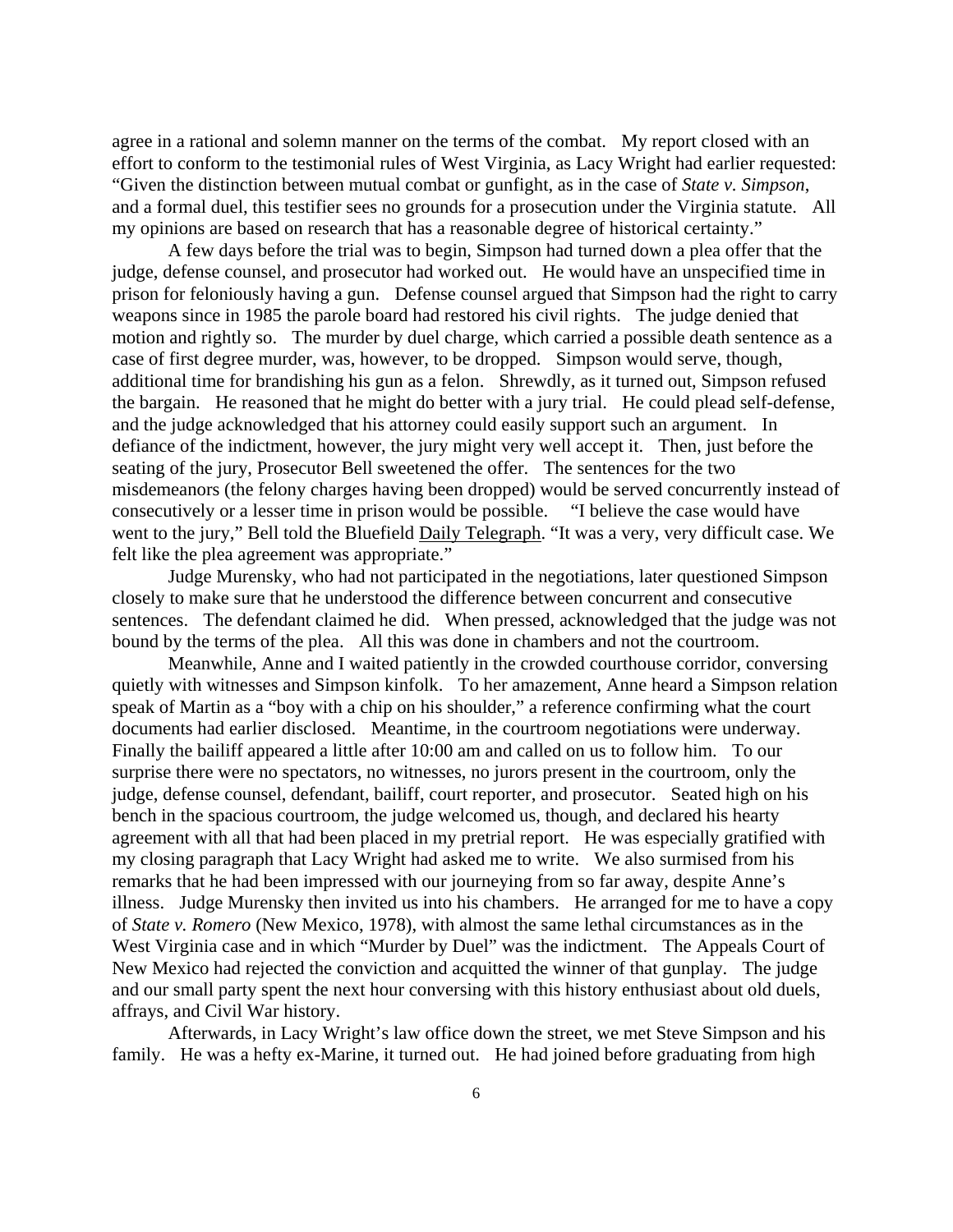agree in a rational and solemn manner on the terms of the combat. My report closed with an effort to conform to the testimonial rules of West Virginia, as Lacy Wright had earlier requested: "Given the distinction between mutual combat or gunfight, as in the case of *State v. Simpson*, and a formal duel, this testifier sees no grounds for a prosecution under the Virginia statute. All my opinions are based on research that has a reasonable degree of historical certainty."

A few days before the trial was to begin, Simpson had turned down a plea offer that the judge, defense counsel, and prosecutor had worked out. He would have an unspecified time in prison for feloniously having a gun. Defense counsel argued that Simpson had the right to carry weapons since in 1985 the parole board had restored his civil rights. The judge denied that motion and rightly so. The murder by duel charge, which carried a possible death sentence as a case of first degree murder, was, however, to be dropped. Simpson would serve, though, additional time for brandishing his gun as a felon. Shrewdly, as it turned out, Simpson refused the bargain. He reasoned that he might do better with a jury trial. He could plead self-defense, and the judge acknowledged that his attorney could easily support such an argument. In defiance of the indictment, however, the jury might very well accept it. Then, just before the seating of the jury, Prosecutor Bell sweetened the offer. The sentences for the two misdemeanors (the felony charges having been dropped) would be served concurrently instead of consecutively or a lesser time in prison would be possible. "I believe the case would have went to the jury," Bell told the Bluefield Daily Telegraph. "It was a very, very difficult case. We felt like the plea agreement was appropriate."

Judge Murensky, who had not participated in the negotiations, later questioned Simpson closely to make sure that he understood the difference between concurrent and consecutive sentences. The defendant claimed he did. When pressed, acknowledged that the judge was not bound by the terms of the plea. All this was done in chambers and not the courtroom.

Meanwhile, Anne and I waited patiently in the crowded courthouse corridor, conversing quietly with witnesses and Simpson kinfolk. To her amazement, Anne heard a Simpson relation speak of Martin as a "boy with a chip on his shoulder," a reference confirming what the court documents had earlier disclosed. Meantime, in the courtroom negotiations were underway. Finally the bailiff appeared a little after 10:00 am and called on us to follow him. To our surprise there were no spectators, no witnesses, no jurors present in the courtroom, only the judge, defense counsel, defendant, bailiff, court reporter, and prosecutor. Seated high on his bench in the spacious courtroom, the judge welcomed us, though, and declared his hearty agreement with all that had been placed in my pretrial report. He was especially gratified with my closing paragraph that Lacy Wright had asked me to write. We also surmised from his remarks that he had been impressed with our journeying from so far away, despite Anne's illness. Judge Murensky then invited us into his chambers. He arranged for me to have a copy of *State v. Romero* (New Mexico, 1978), with almost the same lethal circumstances as in the West Virginia case and in which "Murder by Duel" was the indictment. The Appeals Court of New Mexico had rejected the conviction and acquitted the winner of that gunplay. The judge and our small party spent the next hour conversing with this history enthusiast about old duels, affrays, and Civil War history.

Afterwards, in Lacy Wright's law office down the street, we met Steve Simpson and his family. He was a hefty ex-Marine, it turned out. He had joined before graduating from high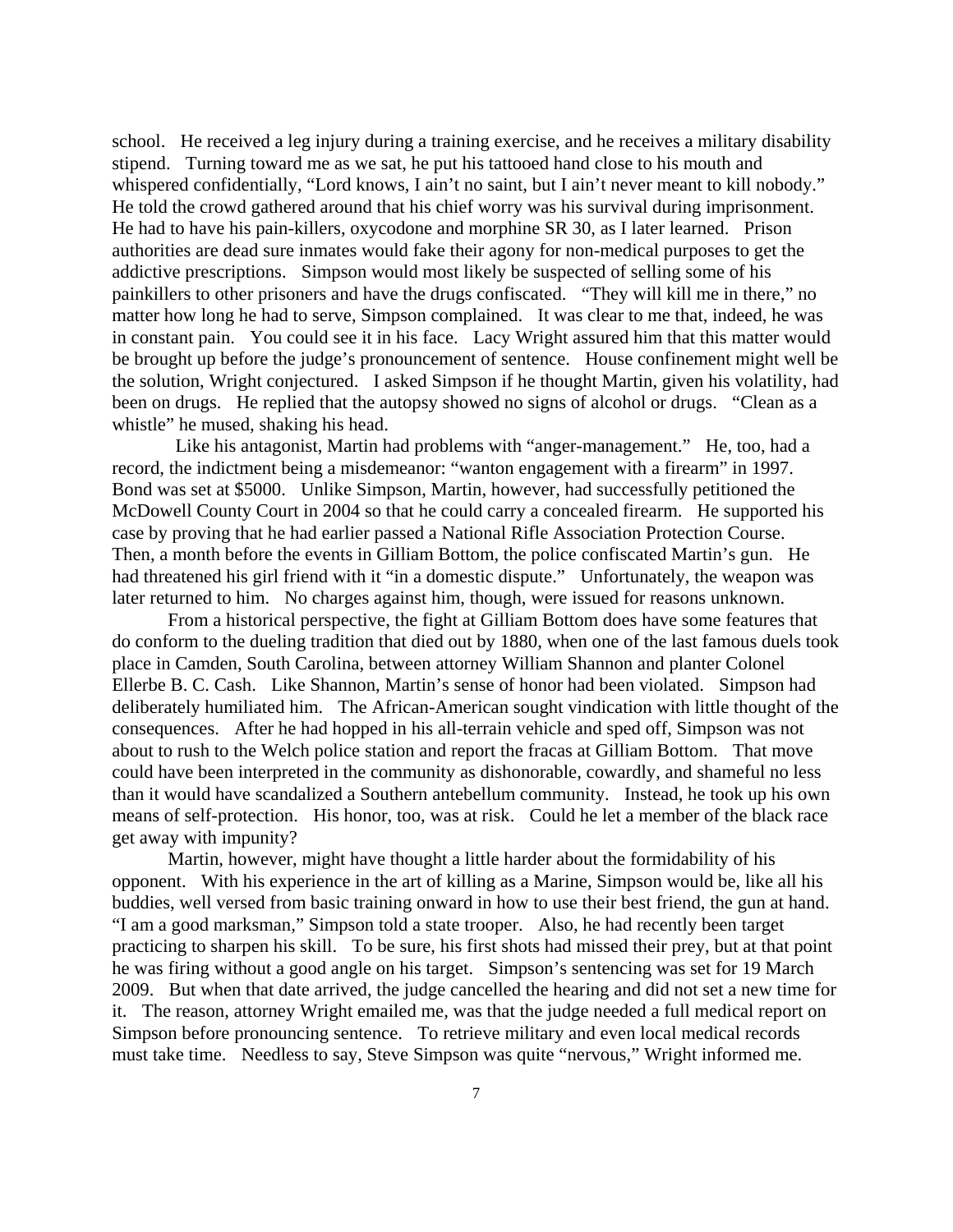school. He received a leg injury during a training exercise, and he receives a military disability stipend. Turning toward me as we sat, he put his tattooed hand close to his mouth and whispered confidentially, "Lord knows, I ain't no saint, but I ain't never meant to kill nobody." He told the crowd gathered around that his chief worry was his survival during imprisonment. He had to have his pain-killers, oxycodone and morphine SR 30, as I later learned. Prison authorities are dead sure inmates would fake their agony for non-medical purposes to get the addictive prescriptions. Simpson would most likely be suspected of selling some of his painkillers to other prisoners and have the drugs confiscated. "They will kill me in there," no matter how long he had to serve, Simpson complained. It was clear to me that, indeed, he was in constant pain. You could see it in his face. Lacy Wright assured him that this matter would be brought up before the judge's pronouncement of sentence. House confinement might well be the solution, Wright conjectured. I asked Simpson if he thought Martin, given his volatility, had been on drugs. He replied that the autopsy showed no signs of alcohol or drugs. "Clean as a whistle" he mused, shaking his head.

Like his antagonist, Martin had problems with "anger-management." He, too, had a record, the indictment being a misdemeanor: "wanton engagement with a firearm" in 1997. Bond was set at $5000. Unlike Simpson, Martin, however, had successfully petitioned the McDowell County Court in 2004 so that he could carry a concealed firearm. He supported his case by proving that he had earlier passed a National Rifle Association Protection Course. Then, a month before the events in Gilliam Bottom, the police confiscated Martin's gun. He had threatened his girl friend with it "in a domestic dispute." Unfortunately, the weapon was later returned to him. No charges against him, though, were issued for reasons unknown.

From a historical perspective, the fight at Gilliam Bottom does have some features that do conform to the dueling tradition that died out by 1880, when one of the last famous duels took place in Camden, South Carolina, between attorney William Shannon and planter Colonel Ellerbe B. C. Cash. Like Shannon, Martin's sense of honor had been violated. Simpson had deliberately humiliated him. The African-American sought vindication with little thought of the consequences. After he had hopped in his all-terrain vehicle and sped off, Simpson was not about to rush to the Welch police station and report the fracas at Gilliam Bottom. That move could have been interpreted in the community as dishonorable, cowardly, and shameful no less than it would have scandalized a Southern antebellum community. Instead, he took up his own means of self-protection. His honor, too, was at risk. Could he let a member of the black race get away with impunity?

Martin, however, might have thought a little harder about the formidability of his opponent. With his experience in the art of killing as a Marine, Simpson would be, like all his buddies, well versed from basic training onward in how to use their best friend, the gun at hand. "I am a good marksman," Simpson told a state trooper. Also, he had recently been target practicing to sharpen his skill. To be sure, his first shots had missed their prey, but at that point he was firing without a good angle on his target. Simpson's sentencing was set for 19 March 2009. But when that date arrived, the judge cancelled the hearing and did not set a new time for it. The reason, attorney Wright emailed me, was that the judge needed a full medical report on Simpson before pronouncing sentence. To retrieve military and even local medical records must take time. Needless to say, Steve Simpson was quite "nervous," Wright informed me.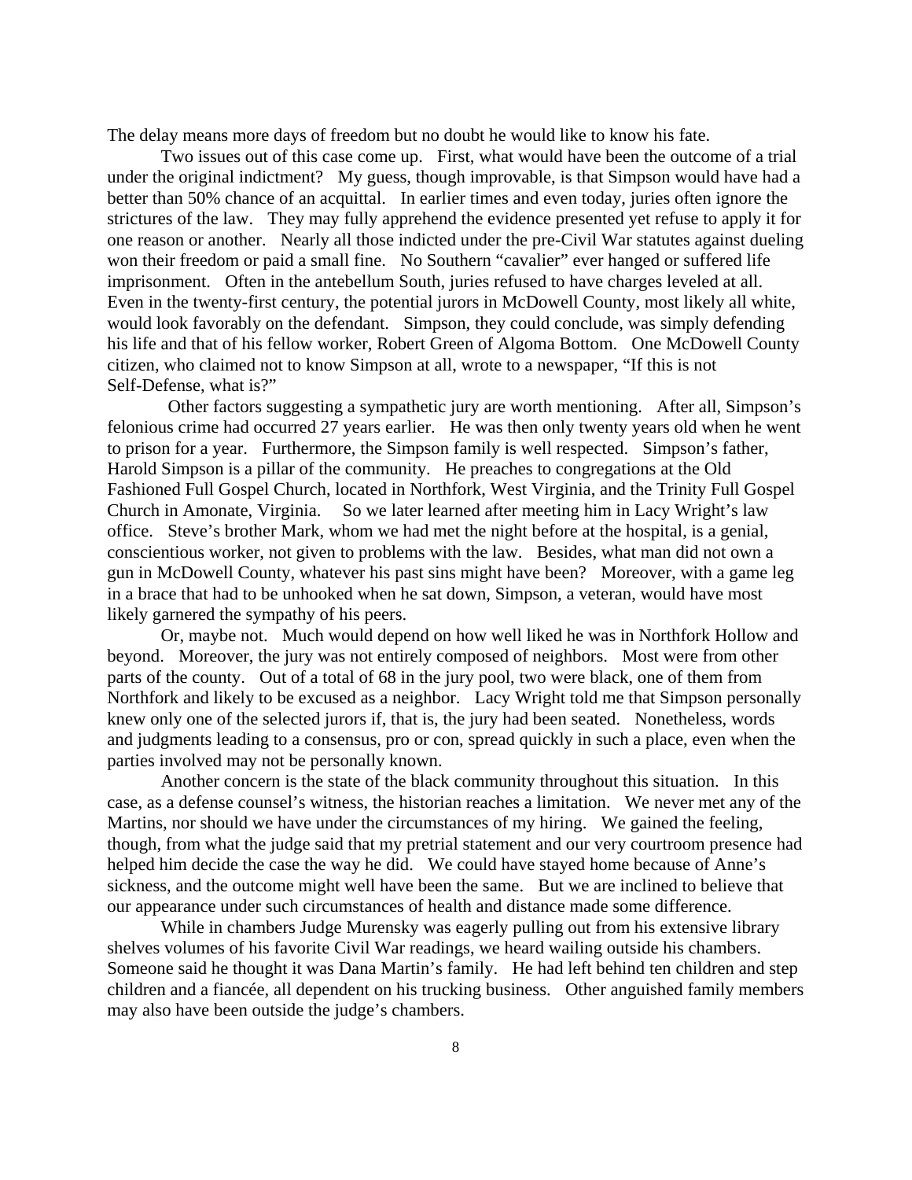The delay means more days of freedom but no doubt he would like to know his fate.

Two issues out of this case come up. First, what would have been the outcome of a trial under the original indictment? My guess, though improvable, is that Simpson would have had a better than 50% chance of an acquittal. In earlier times and even today, juries often ignore the strictures of the law. They may fully apprehend the evidence presented yet refuse to apply it for one reason or another. Nearly all those indicted under the pre-Civil War statutes against dueling won their freedom or paid a small fine. No Southern "cavalier" ever hanged or suffered life imprisonment. Often in the antebellum South, juries refused to have charges leveled at all. Even in the twenty-first century, the potential jurors in McDowell County, most likely all white, would look favorably on the defendant. Simpson, they could conclude, was simply defending his life and that of his fellow worker, Robert Green of Algoma Bottom. One McDowell County citizen, who claimed not to know Simpson at all, wrote to a newspaper, "If this is not Self-Defense, what is?"

Other factors suggesting a sympathetic jury are worth mentioning. After all, Simpson's felonious crime had occurred 27 years earlier. He was then only twenty years old when he went to prison for a year. Furthermore, the Simpson family is well respected. Simpson's father, Harold Simpson is a pillar of the community. He preaches to congregations at the Old Fashioned Full Gospel Church, located in Northfork, West Virginia, and the Trinity Full Gospel Church in Amonate, Virginia. So we later learned after meeting him in Lacy Wright's law office. Steve's brother Mark, whom we had met the night before at the hospital, is a genial, conscientious worker, not given to problems with the law. Besides, what man did not own a gun in McDowell County, whatever his past sins might have been? Moreover, with a game leg in a brace that had to be unhooked when he sat down, Simpson, a veteran, would have most likely garnered the sympathy of his peers.

Or, maybe not. Much would depend on how well liked he was in Northfork Hollow and beyond. Moreover, the jury was not entirely composed of neighbors. Most were from other parts of the county. Out of a total of 68 in the jury pool, two were black, one of them from Northfork and likely to be excused as a neighbor. Lacy Wright told me that Simpson personally knew only one of the selected jurors if, that is, the jury had been seated. Nonetheless, words and judgments leading to a consensus, pro or con, spread quickly in such a place, even when the parties involved may not be personally known.

Another concern is the state of the black community throughout this situation. In this case, as a defense counsel's witness, the historian reaches a limitation. We never met any of the Martins, nor should we have under the circumstances of my hiring. We gained the feeling, though, from what the judge said that my pretrial statement and our very courtroom presence had helped him decide the case the way he did. We could have stayed home because of Anne's sickness, and the outcome might well have been the same. But we are inclined to believe that our appearance under such circumstances of health and distance made some difference.

While in chambers Judge Murensky was eagerly pulling out from his extensive library shelves volumes of his favorite Civil War readings, we heard wailing outside his chambers. Someone said he thought it was Dana Martin's family. He had left behind ten children and step children and a fiancée, all dependent on his trucking business. Other anguished family members may also have been outside the judge's chambers.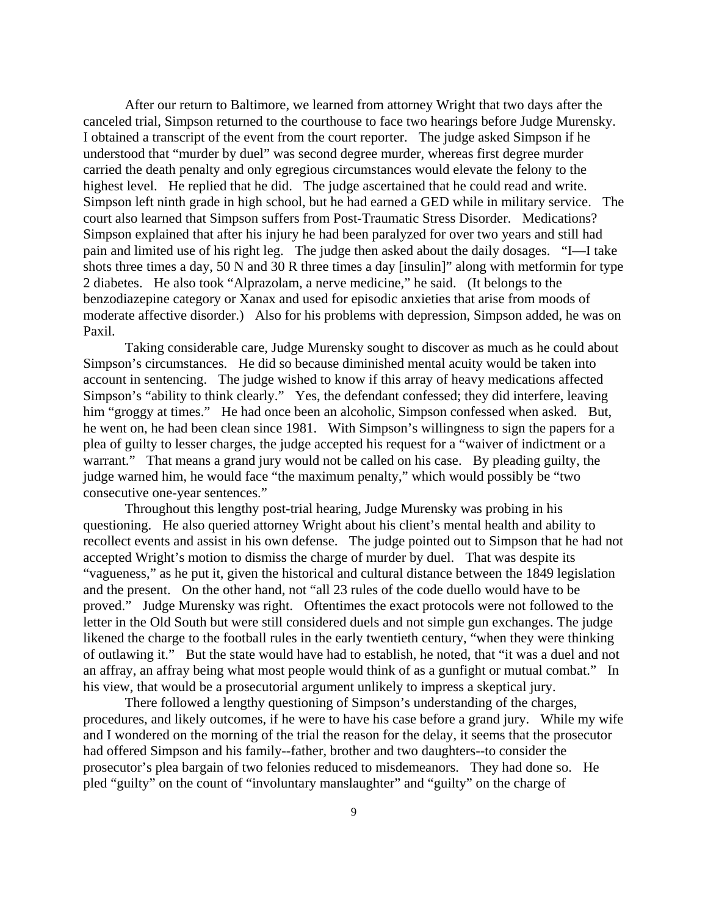After our return to Baltimore, we learned from attorney Wright that two days after the canceled trial, Simpson returned to the courthouse to face two hearings before Judge Murensky. I obtained a transcript of the event from the court reporter. The judge asked Simpson if he understood that "murder by duel" was second degree murder, whereas first degree murder carried the death penalty and only egregious circumstances would elevate the felony to the highest level. He replied that he did. The judge ascertained that he could read and write. Simpson left ninth grade in high school, but he had earned a GED while in military service. The court also learned that Simpson suffers from Post-Traumatic Stress Disorder. Medications? Simpson explained that after his injury he had been paralyzed for over two years and still had pain and limited use of his right leg. The judge then asked about the daily dosages. "I—I take shots three times a day, 50 N and 30 R three times a day [insulin]" along with metformin for type 2 diabetes. He also took "Alprazolam, a nerve medicine," he said. (It belongs to the benzodiazepine category or Xanax and used for episodic anxieties that arise from moods of moderate affective disorder.) Also for his problems with depression, Simpson added, he was on Paxil.

Taking considerable care, Judge Murensky sought to discover as much as he could about Simpson's circumstances. He did so because diminished mental acuity would be taken into account in sentencing. The judge wished to know if this array of heavy medications affected Simpson's "ability to think clearly." Yes, the defendant confessed; they did interfere, leaving him "groggy at times." He had once been an alcoholic, Simpson confessed when asked. But, he went on, he had been clean since 1981. With Simpson's willingness to sign the papers for a plea of guilty to lesser charges, the judge accepted his request for a "waiver of indictment or a warrant." That means a grand jury would not be called on his case. By pleading guilty, the judge warned him, he would face "the maximum penalty," which would possibly be "two consecutive one-year sentences."

Throughout this lengthy post-trial hearing, Judge Murensky was probing in his questioning. He also queried attorney Wright about his client's mental health and ability to recollect events and assist in his own defense. The judge pointed out to Simpson that he had not accepted Wright's motion to dismiss the charge of murder by duel. That was despite its "vagueness," as he put it, given the historical and cultural distance between the 1849 legislation and the present. On the other hand, not "all 23 rules of the code duello would have to be proved." Judge Murensky was right. Oftentimes the exact protocols were not followed to the letter in the Old South but were still considered duels and not simple gun exchanges. The judge likened the charge to the football rules in the early twentieth century, "when they were thinking of outlawing it." But the state would have had to establish, he noted, that "it was a duel and not an affray, an affray being what most people would think of as a gunfight or mutual combat." In his view, that would be a prosecutorial argument unlikely to impress a skeptical jury.

There followed a lengthy questioning of Simpson's understanding of the charges, procedures, and likely outcomes, if he were to have his case before a grand jury. While my wife and I wondered on the morning of the trial the reason for the delay, it seems that the prosecutor had offered Simpson and his family--father, brother and two daughters--to consider the prosecutor's plea bargain of two felonies reduced to misdemeanors. They had done so. He pled "guilty" on the count of "involuntary manslaughter" and "guilty" on the charge of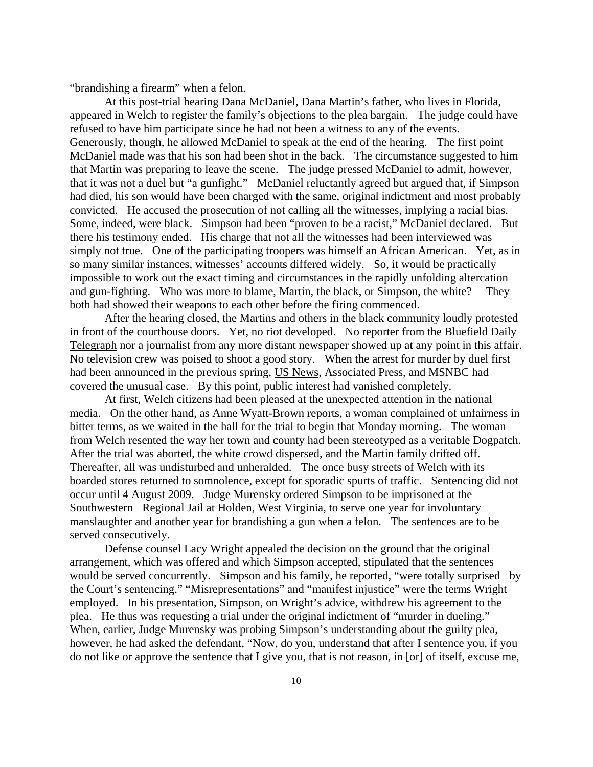"brandishing a firearm" when a felon.

At this post-trial hearing Dana McDaniel, Dana Martin's father, who lives in Florida, appeared in Welch to register the family's objections to the plea bargain. The judge could have refused to have him participate since he had not been a witness to any of the events. Generously, though, he allowed McDaniel to speak at the end of the hearing. The first point McDaniel made was that his son had been shot in the back. The circumstance suggested to him that Martin was preparing to leave the scene. The judge pressed McDaniel to admit, however, that it was not a duel but "a gunfight." McDaniel reluctantly agreed but argued that, if Simpson had died, his son would have been charged with the same, original indictment and most probably convicted. He accused the prosecution of not calling all the witnesses, implying a racial bias. Some, indeed, were black. Simpson had been "proven to be a racist," McDaniel declared. But there his testimony ended. His charge that not all the witnesses had been interviewed was simply not true. One of the participating troopers was himself an African American. Yet, as in so many similar instances, witnesses' accounts differed widely. So, it would be practically impossible to work out the exact timing and circumstances in the rapidly unfolding altercation and gun-fighting. Who was more to blame, Martin, the black, or Simpson, the white? They both had showed their weapons to each other before the firing commenced.

After the hearing closed, the Martins and others in the black community loudly protested in front of the courthouse doors. Yet, no riot developed. No reporter from the Bluefield Daily Telegraph nor a journalist from any more distant newspaper showed up at any point in this affair. No television crew was poised to shoot a good story. When the arrest for murder by duel first had been announced in the previous spring, US News, Associated Press, and MSNBC had covered the unusual case. By this point, public interest had vanished completely.

At first, Welch citizens had been pleased at the unexpected attention in the national media. On the other hand, as Anne Wyatt-Brown reports, a woman complained of unfairness in bitter terms, as we waited in the hall for the trial to begin that Monday morning. The woman from Welch resented the way her town and county had been stereotyped as a veritable Dogpatch. After the trial was aborted, the white crowd dispersed, and the Martin family drifted off. Thereafter, all was undisturbed and unheralded. The once busy streets of Welch with its boarded stores returned to somnolence, except for sporadic spurts of traffic. Sentencing did not occur until 4 August 2009. Judge Murensky ordered Simpson to be imprisoned at the Southwestern Regional Jail at Holden, West Virginia, to serve one year for involuntary manslaughter and another year for brandishing a gun when a felon. The sentences are to be served consecutively.

Defense counsel Lacy Wright appealed the decision on the ground that the original arrangement, which was offered and which Simpson accepted, stipulated that the sentences would be served concurrently. Simpson and his family, he reported, "were totally surprised by the Court's sentencing." "Misrepresentations" and "manifest injustice" were the terms Wright employed. In his presentation, Simpson, on Wright's advice, withdrew his agreement to the plea. He thus was requesting a trial under the original indictment of "murder in dueling." When, earlier, Judge Murensky was probing Simpson's understanding about the guilty plea, however, he had asked the defendant, "Now, do you, understand that after I sentence you, if you do not like or approve the sentence that I give you, that is not reason, in [or] of itself, excuse me,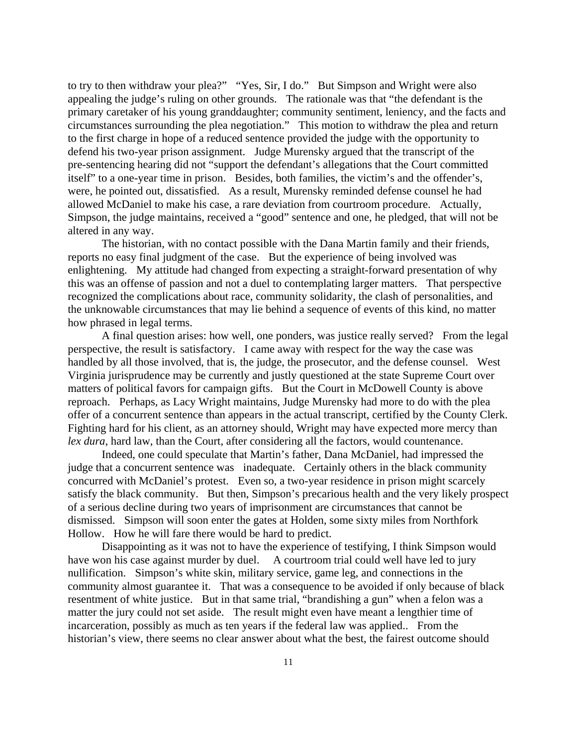to try to then withdraw your plea?" "Yes, Sir, I do." But Simpson and Wright were also appealing the judge's ruling on other grounds. The rationale was that "the defendant is the primary caretaker of his young granddaughter; community sentiment, leniency, and the facts and circumstances surrounding the plea negotiation." This motion to withdraw the plea and return to the first charge in hope of a reduced sentence provided the judge with the opportunity to defend his two-year prison assignment. Judge Murensky argued that the transcript of the pre-sentencing hearing did not "support the defendant's allegations that the Court committed itself" to a one-year time in prison. Besides, both families, the victim's and the offender's, were, he pointed out, dissatisfied. As a result, Murensky reminded defense counsel he had allowed McDaniel to make his case, a rare deviation from courtroom procedure. Actually, Simpson, the judge maintains, received a "good" sentence and one, he pledged, that will not be altered in any way.

The historian, with no contact possible with the Dana Martin family and their friends, reports no easy final judgment of the case. But the experience of being involved was enlightening. My attitude had changed from expecting a straight-forward presentation of why this was an offense of passion and not a duel to contemplating larger matters. That perspective recognized the complications about race, community solidarity, the clash of personalities, and the unknowable circumstances that may lie behind a sequence of events of this kind, no matter how phrased in legal terms.

A final question arises: how well, one ponders, was justice really served? From the legal perspective, the result is satisfactory. I came away with respect for the way the case was handled by all those involved, that is, the judge, the prosecutor, and the defense counsel. West Virginia jurisprudence may be currently and justly questioned at the state Supreme Court over matters of political favors for campaign gifts. But the Court in McDowell County is above reproach. Perhaps, as Lacy Wright maintains, Judge Murensky had more to do with the plea offer of a concurrent sentence than appears in the actual transcript, certified by the County Clerk. Fighting hard for his client, as an attorney should, Wright may have expected more mercy than *lex dura*, hard law, than the Court, after considering all the factors, would countenance.

Indeed, one could speculate that Martin's father, Dana McDaniel, had impressed the judge that a concurrent sentence was inadequate. Certainly others in the black community concurred with McDaniel's protest. Even so, a two-year residence in prison might scarcely satisfy the black community. But then, Simpson's precarious health and the very likely prospect of a serious decline during two years of imprisonment are circumstances that cannot be dismissed. Simpson will soon enter the gates at Holden, some sixty miles from Northfork Hollow. How he will fare there would be hard to predict.

Disappointing as it was not to have the experience of testifying, I think Simpson would have won his case against murder by duel. A courtroom trial could well have led to jury nullification. Simpson's white skin, military service, game leg, and connections in the community almost guarantee it. That was a consequence to be avoided if only because of black resentment of white justice. But in that same trial, "brandishing a gun" when a felon was a matter the jury could not set aside. The result might even have meant a lengthier time of incarceration, possibly as much as ten years if the federal law was applied.. From the historian's view, there seems no clear answer about what the best, the fairest outcome should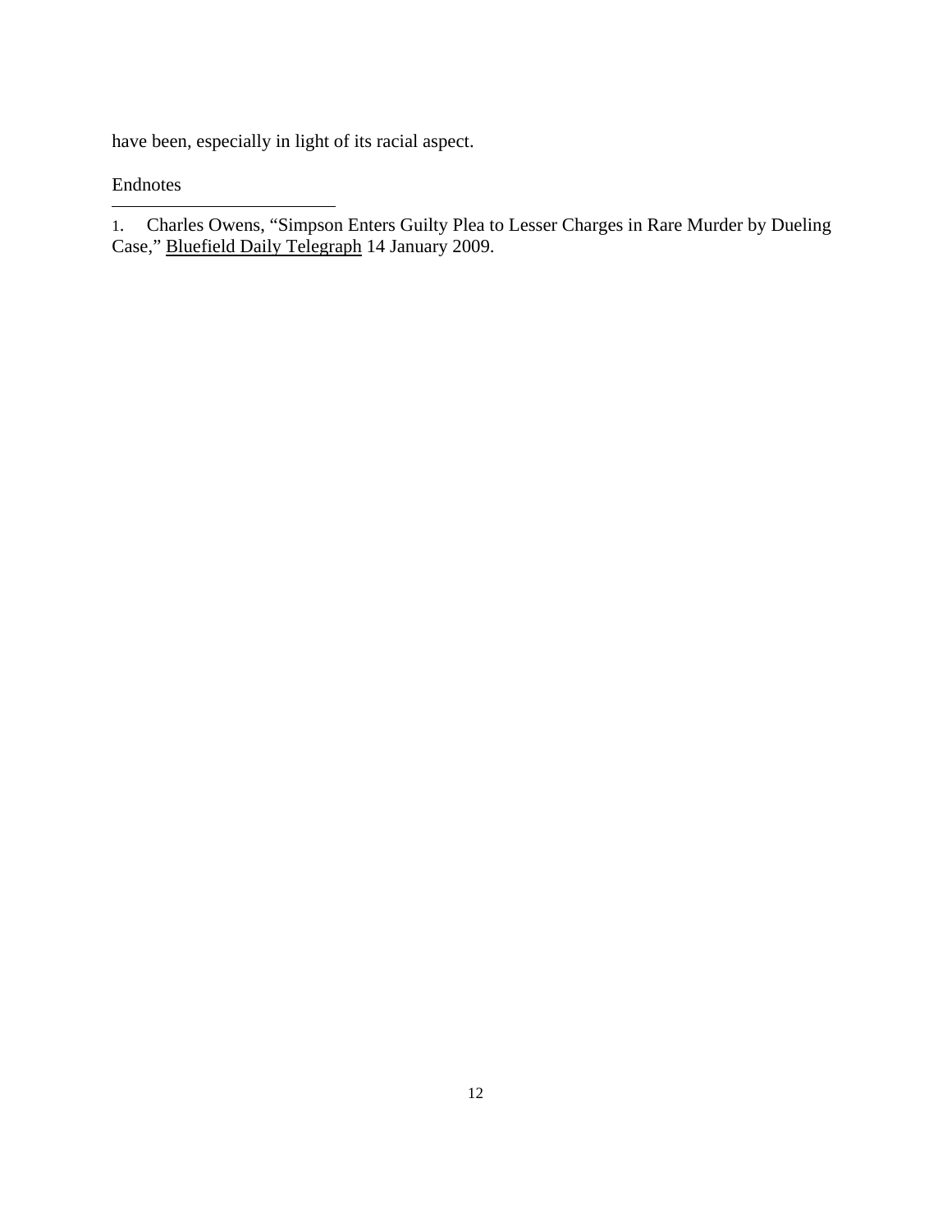have been, especially in light of its racial aspect.

Endnotes

1. Charles Owens, "Simpson Enters Guilty Plea to Lesser Charges in Rare Murder by Dueling Case," Bluefield Daily Telegraph 14 January 2009.